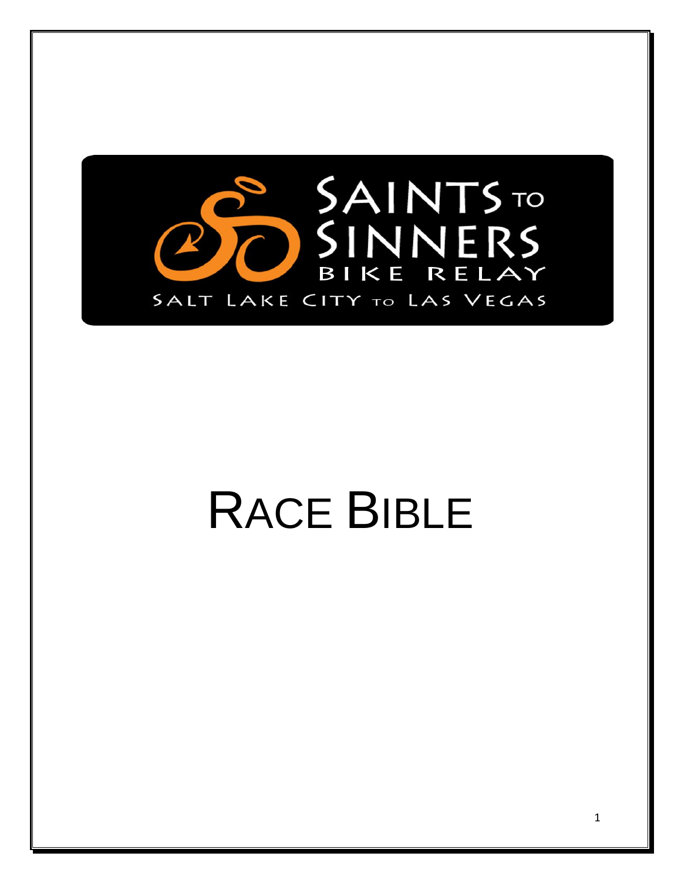SAINTS TO SINNERS

BIKE RELAY

SALT LAKE CITY TO LAS VEGAS

# RACE BIBLE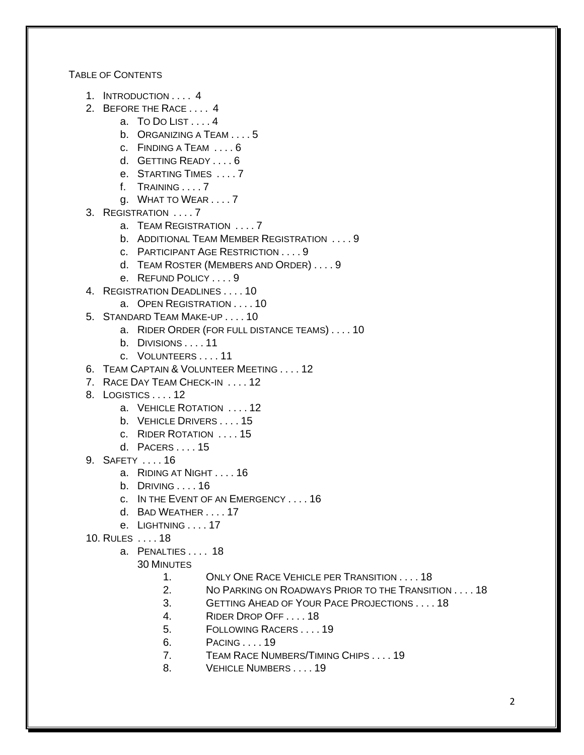TABLE OF CONTENTS

1. INTRODUCTION . . . . 4
2. BEFORE THE RACE . . . . 4
    a. TO DO LIST . . . . 4
    b. ORGANIZING A TEAM . . . . 5
    c. FINDING A TEAM . . . . 6
    d. GETTING READY . . . . 6
    e. STARTING TIMES . . . . 7
    f. TRAINING . . . . 7
    g. WHAT TO WEAR . . . . 7
3. REGISTRATION . . . . 7
    a. TEAM REGISTRATION . . . . 7
    b. ADDITIONAL TEAM MEMBER REGISTRATION . . . . 9
    c. PARTICIPANT AGE RESTRICTION . . . . 9
    d. TEAM ROSTER (MEMBERS AND ORDER) . . . . 9
    e. REFUND POLICY . . . . 9
4. REGISTRATION DEADLINES . . . . 10
    a. OPEN REGISTRATION . . . . 10
5. STANDARD TEAM MAKE-UP . . . . 10
    a. RIDER ORDER (FOR FULL DISTANCE TEAMS) . . . . 10
    b. DIVISIONS . . . . 11
    c. VOLUNTEERS . . . . 11
6. TEAM CAPTAIN & VOLUNTEER MEETING . . . . 12
7. RACE DAY TEAM CHECK-IN . . . . 12
8. LOGISTICS . . . . 12
    a. VEHICLE ROTATION . . . . 12
    b. VEHICLE DRIVERS . . . . 15
    c. RIDER ROTATION . . . . 15
    d. PACERS . . . . 15
9. SAFETY . . . . 16
    a. RIDING AT NIGHT . . . . 16
    b. DRIVING . . . . 16
    c. IN THE EVENT OF AN EMERGENCY . . . . 16
    d. BAD WEATHER . . . . 17
    e. LIGHTNING . . . . 17
10. RULES . . . . 18
    a. PENALTIES . . . . 18
        30 MINUTES
        1. ONLY ONE RACE VEHICLE PER TRANSITION . . . . 18
        2. NO PARKING ON ROADWAYS PRIOR TO THE TRANSITION . . . . 18
        3. GETTING AHEAD OF YOUR PACE PROJECTIONS . . . . 18
        4. RIDER DROP OFF . . . . 18
        5. FOLLOWING RACERS . . . . 19
        6. PACING . . . . 19
        7. TEAM RACE NUMBERS/TIMING CHIPS . . . . 19
        8. VEHICLE NUMBERS . . . . 19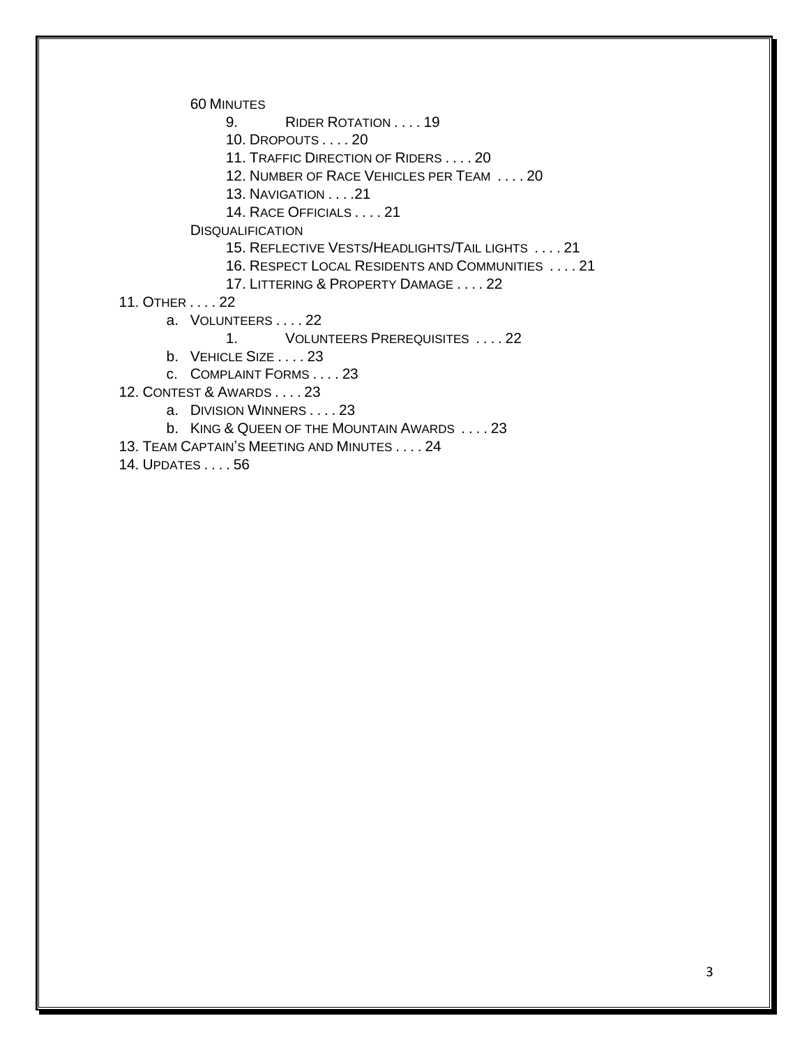60 MINUTES

- 9. RIDER ROTATION . . . . 19
- 10. DROPOUTS . . . . 20
- 11. TRAFFIC DIRECTION OF RIDERS . . . . 20
- 12. NUMBER OF RACE VEHICLES PER TEAM . . . . 20
- 13. NAVIGATION . . . .21
- 14. RACE OFFICIALS . . . . 21

DISQUALIFICATION

- 15. REFLECTIVE VESTS/HEADLIGHTS/TAIL LIGHTS . . . . 21
- 16. RESPECT LOCAL RESIDENTS AND COMMUNITIES . . . . 21
- 17. LITTERING & PROPERTY DAMAGE . . . . 22

11. OTHER . . . . 22
   - a. VOLUNTEERS . . . . 22
     - 1. VOLUNTEERS PREREQUISITES . . . . 22
   - b. VEHICLE SIZE . . . . 23
   - c. COMPLAINT FORMS . . . . 23

12. CONTEST & AWARDS . . . . 23
   - a. DIVISION WINNERS . . . . 23
   - b. KING & QUEEN OF THE MOUNTAIN AWARDS . . . . 23

13. TEAM CAPTAIN'S MEETING AND MINUTES . . . . 24

14. UPDATES . . . . 56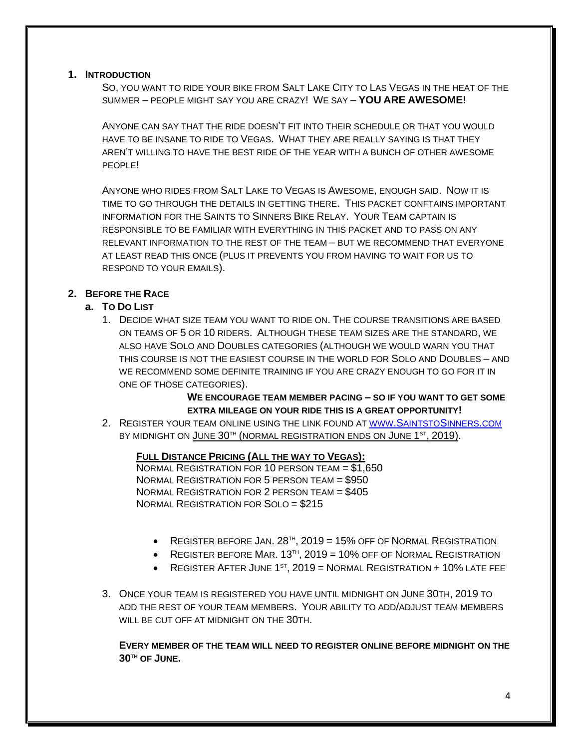## 1. Introduction

So, you want to ride your bike from Salt Lake City to Las Vegas in the heat of the summer – people might say you are crazy! We say – **YOU ARE AWESOME!**

Anyone can say that the ride doesn't fit into their schedule or that you would have to be insane to ride to Vegas. What they are really saying is that they aren't willing to have the best ride of the year with a bunch of other awesome people!

Anyone who rides from Salt Lake to Vegas is Awesome, enough said. Now it is time to go through the details in getting there. This packet conftains important information for the Saints to Sinners Bike Relay. Your Team captain is responsible to be familiar with everything in this packet and to pass on any relevant information to the rest of the team – but we recommend that everyone at least read this once (plus it prevents you from having to wait for us to respond to your emails).

## 2. Before the Race

### a. To Do List

1. Decide what size team you want to ride on. The course transitions are based on teams of 5 or 10 riders. Although these team sizes are the standard, we also have Solo and Doubles categories (although we would warn you that this course is not the easiest course in the world for Solo and Doubles – and we recommend some definite training if you are crazy enough to go for it in one of those categories).

   **We encourage team member pacing – so if you want to get some extra mileage on your ride this is a great opportunity!**

2. Register your team online using the link found at www.SaintstoSinners.com by midnight on <u>June 30th (normal registration ends on June 1st, 2019)</u>.

   **<u>Full Distance Pricing (All the way to Vegas):</u>**
   Normal Registration for 10 person team = $1,650
   Normal Registration for 5 person team = $950
   Normal Registration for 2 person team = $405
   Normal Registration for Solo = $215

   - Register before Jan. 28th, 2019 = 15% off of Normal Registration
   - Register before Mar. 13th, 2019 = 10% off of Normal Registration
   - Register After June 1st, 2019 = Normal Registration + 10% late fee

3. Once your team is registered you have until midnight on June 30th, 2019 to add the rest of your team members. Your ability to add/adjust team members will be cut off at midnight on the 30th.

**Every member of the team will need to register online before midnight on the 30th of June.**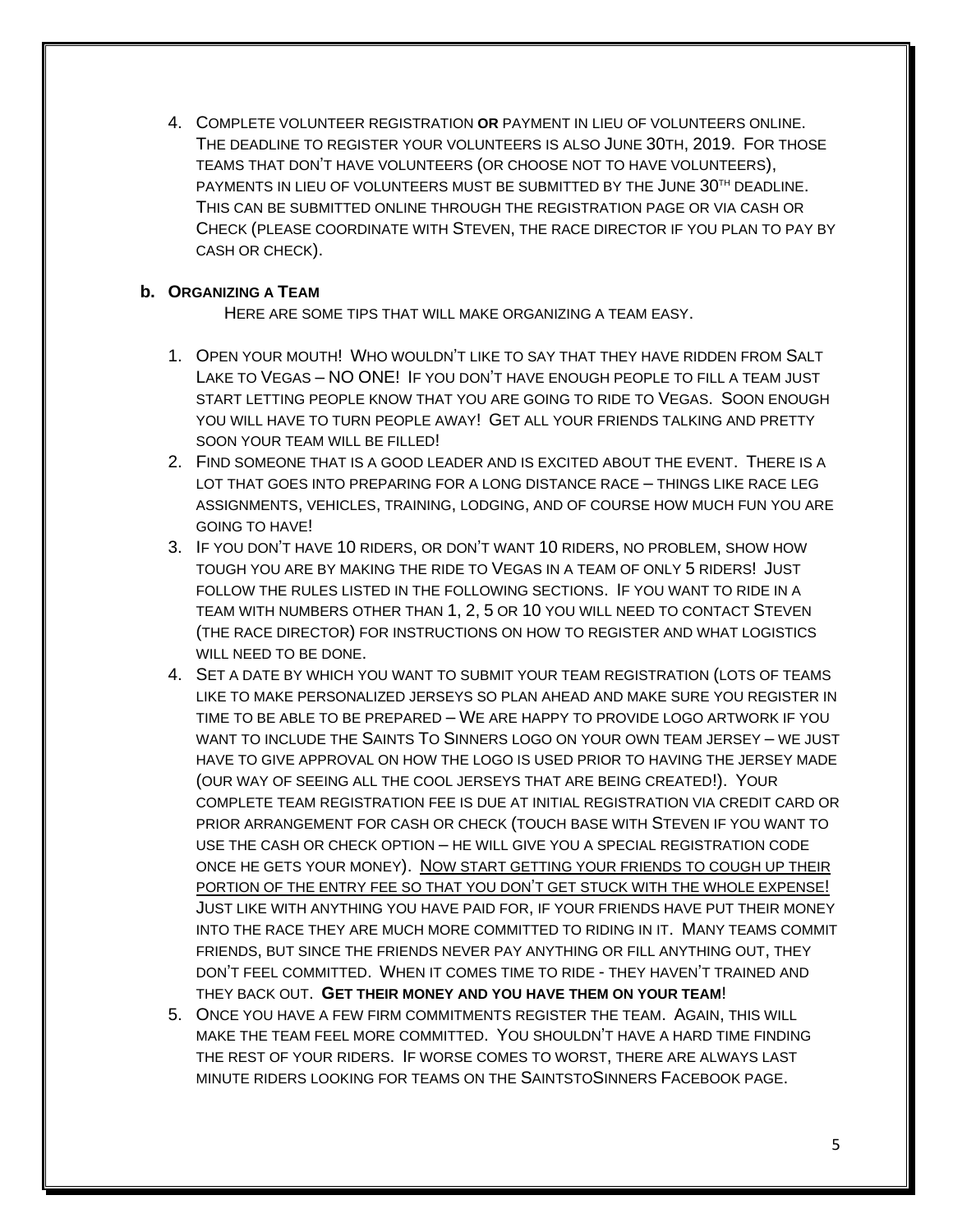4. COMPLETE VOLUNTEER REGISTRATION **OR** PAYMENT IN LIEU OF VOLUNTEERS ONLINE. THE DEADLINE TO REGISTER YOUR VOLUNTEERS IS ALSO JUNE 30TH, 2019. FOR THOSE TEAMS THAT DON'T HAVE VOLUNTEERS (OR CHOOSE NOT TO HAVE VOLUNTEERS), PAYMENTS IN LIEU OF VOLUNTEERS MUST BE SUBMITTED BY THE JUNE 30TH DEADLINE. THIS CAN BE SUBMITTED ONLINE THROUGH THE REGISTRATION PAGE OR VIA CASH OR CHECK (PLEASE COORDINATE WITH STEVEN, THE RACE DIRECTOR IF YOU PLAN TO PAY BY CASH OR CHECK).

**b. ORGANIZING A TEAM**

HERE ARE SOME TIPS THAT WILL MAKE ORGANIZING A TEAM EASY.

1. OPEN YOUR MOUTH! WHO WOULDN'T LIKE TO SAY THAT THEY HAVE RIDDEN FROM SALT LAKE TO VEGAS – NO ONE! IF YOU DON'T HAVE ENOUGH PEOPLE TO FILL A TEAM JUST START LETTING PEOPLE KNOW THAT YOU ARE GOING TO RIDE TO VEGAS. SOON ENOUGH YOU WILL HAVE TO TURN PEOPLE AWAY! GET ALL YOUR FRIENDS TALKING AND PRETTY SOON YOUR TEAM WILL BE FILLED!
2. FIND SOMEONE THAT IS A GOOD LEADER AND IS EXCITED ABOUT THE EVENT. THERE IS A LOT THAT GOES INTO PREPARING FOR A LONG DISTANCE RACE – THINGS LIKE RACE LEG ASSIGNMENTS, VEHICLES, TRAINING, LODGING, AND OF COURSE HOW MUCH FUN YOU ARE GOING TO HAVE!
3. IF YOU DON'T HAVE 10 RIDERS, OR DON'T WANT 10 RIDERS, NO PROBLEM, SHOW HOW TOUGH YOU ARE BY MAKING THE RIDE TO VEGAS IN A TEAM OF ONLY 5 RIDERS! JUST FOLLOW THE RULES LISTED IN THE FOLLOWING SECTIONS. IF YOU WANT TO RIDE IN A TEAM WITH NUMBERS OTHER THAN 1, 2, 5 OR 10 YOU WILL NEED TO CONTACT STEVEN (THE RACE DIRECTOR) FOR INSTRUCTIONS ON HOW TO REGISTER AND WHAT LOGISTICS WILL NEED TO BE DONE.
4. SET A DATE BY WHICH YOU WANT TO SUBMIT YOUR TEAM REGISTRATION (LOTS OF TEAMS LIKE TO MAKE PERSONALIZED JERSEYS SO PLAN AHEAD AND MAKE SURE YOU REGISTER IN TIME TO BE ABLE TO BE PREPARED – WE ARE HAPPY TO PROVIDE LOGO ARTWORK IF YOU WANT TO INCLUDE THE SAINTS TO SINNERS LOGO ON YOUR OWN TEAM JERSEY – WE JUST HAVE TO GIVE APPROVAL ON HOW THE LOGO IS USED PRIOR TO HAVING THE JERSEY MADE (OUR WAY OF SEEING ALL THE COOL JERSEYS THAT ARE BEING CREATED!). YOUR COMPLETE TEAM REGISTRATION FEE IS DUE AT INITIAL REGISTRATION VIA CREDIT CARD OR PRIOR ARRANGEMENT FOR CASH OR CHECK (TOUCH BASE WITH STEVEN IF YOU WANT TO USE THE CASH OR CHECK OPTION – HE WILL GIVE YOU A SPECIAL REGISTRATION CODE ONCE HE GETS YOUR MONEY). <u>NOW START GETTING YOUR FRIENDS TO COUGH UP THEIR PORTION OF THE ENTRY FEE SO THAT YOU DON'T GET STUCK WITH THE WHOLE EXPENSE!</u> JUST LIKE WITH ANYTHING YOU HAVE PAID FOR, IF YOUR FRIENDS HAVE PUT THEIR MONEY INTO THE RACE THEY ARE MUCH MORE COMMITTED TO RIDING IN IT. MANY TEAMS COMMIT FRIENDS, BUT SINCE THE FRIENDS NEVER PAY ANYTHING OR FILL ANYTHING OUT, THEY DON'T FEEL COMMITTED. WHEN IT COMES TIME TO RIDE - THEY HAVEN'T TRAINED AND THEY BACK OUT. **GET THEIR MONEY AND YOU HAVE THEM ON YOUR TEAM**!
5. ONCE YOU HAVE A FEW FIRM COMMITMENTS REGISTER THE TEAM. AGAIN, THIS WILL MAKE THE TEAM FEEL MORE COMMITTED. YOU SHOULDN'T HAVE A HARD TIME FINDING THE REST OF YOUR RIDERS. IF WORSE COMES TO WORST, THERE ARE ALWAYS LAST MINUTE RIDERS LOOKING FOR TEAMS ON THE SAINTSTOSINNERS FACEBOOK PAGE.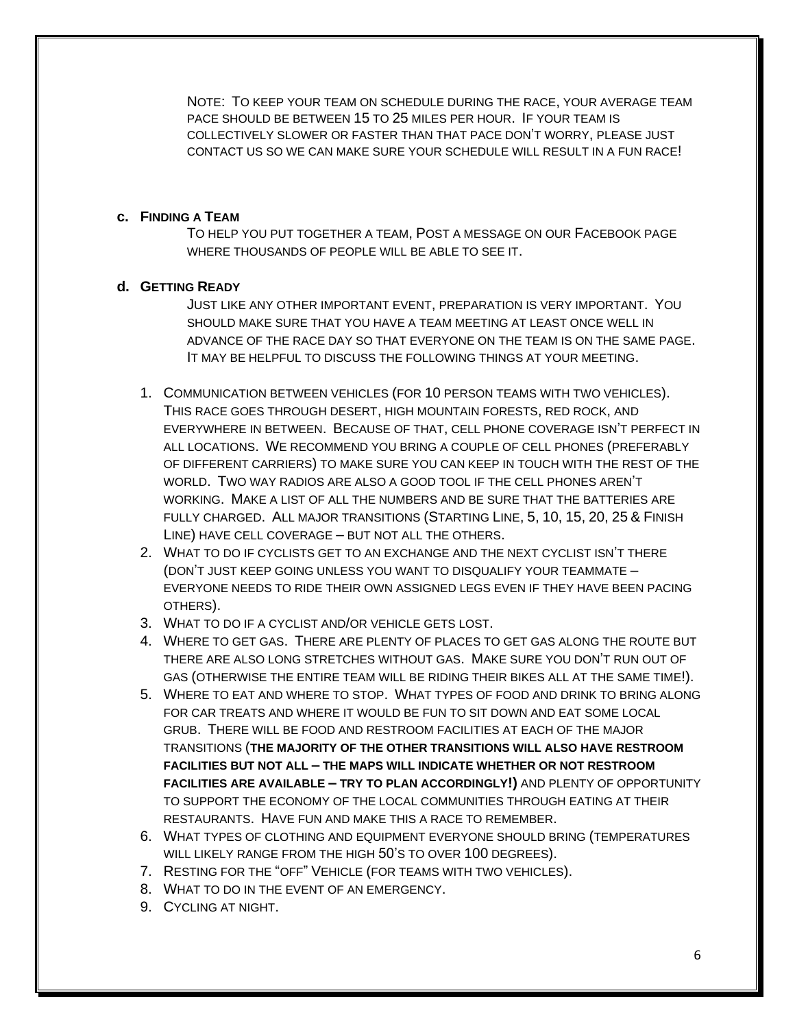Note: To keep your team on schedule during the race, your average team pace should be between 15 to 25 miles per hour. If your team is collectively slower or faster than that pace don't worry, please just contact us so we can make sure your schedule will result in a fun race!

**c. Finding a Team**

To help you put together a team, Post a message on our Facebook page where thousands of people will be able to see it.

**d. Getting Ready**

Just like any other important event, preparation is very important. You should make sure that you have a team meeting at least once well in advance of the race day so that everyone on the team is on the same page. It may be helpful to discuss the following things at your meeting.

1. Communication between vehicles (for 10 person teams with two vehicles). This race goes through desert, high mountain forests, red rock, and everywhere in between. Because of that, cell phone coverage isn't perfect in all locations. We recommend you bring a couple of cell phones (preferably of different carriers) to make sure you can keep in touch with the rest of the world. Two way radios are also a good tool if the cell phones aren't working. Make a list of all the numbers and be sure that the batteries are fully charged. All major transitions (Starting Line, 5, 10, 15, 20, 25 & Finish Line) have cell coverage – but not all the others.
2. What to do if cyclists get to an exchange and the next cyclist isn't there (don't just keep going unless you want to disqualify your teammate – everyone needs to ride their own assigned legs even if they have been pacing others).
3. What to do if a cyclist and/or vehicle gets lost.
4. Where to get gas. There are plenty of places to get gas along the route but there are also long stretches without gas. Make sure you don't run out of gas (otherwise the entire team will be riding their bikes all at the same time!).
5. Where to eat and where to stop. What types of food and drink to bring along for car treats and where it would be fun to sit down and eat some local grub. There will be food and restroom facilities at each of the major transitions (**the majority of the other transitions will also have restroom facilities but not all – the maps will indicate whether or not restroom facilities are available – try to plan accordingly!)** and plenty of opportunity to support the economy of the local communities through eating at their restaurants. Have fun and make this a race to remember.
6. What types of clothing and equipment everyone should bring (temperatures will likely range from the high 50's to over 100 degrees).
7. Resting for the "off" Vehicle (for teams with two vehicles).
8. What to do in the event of an emergency.
9. Cycling at night.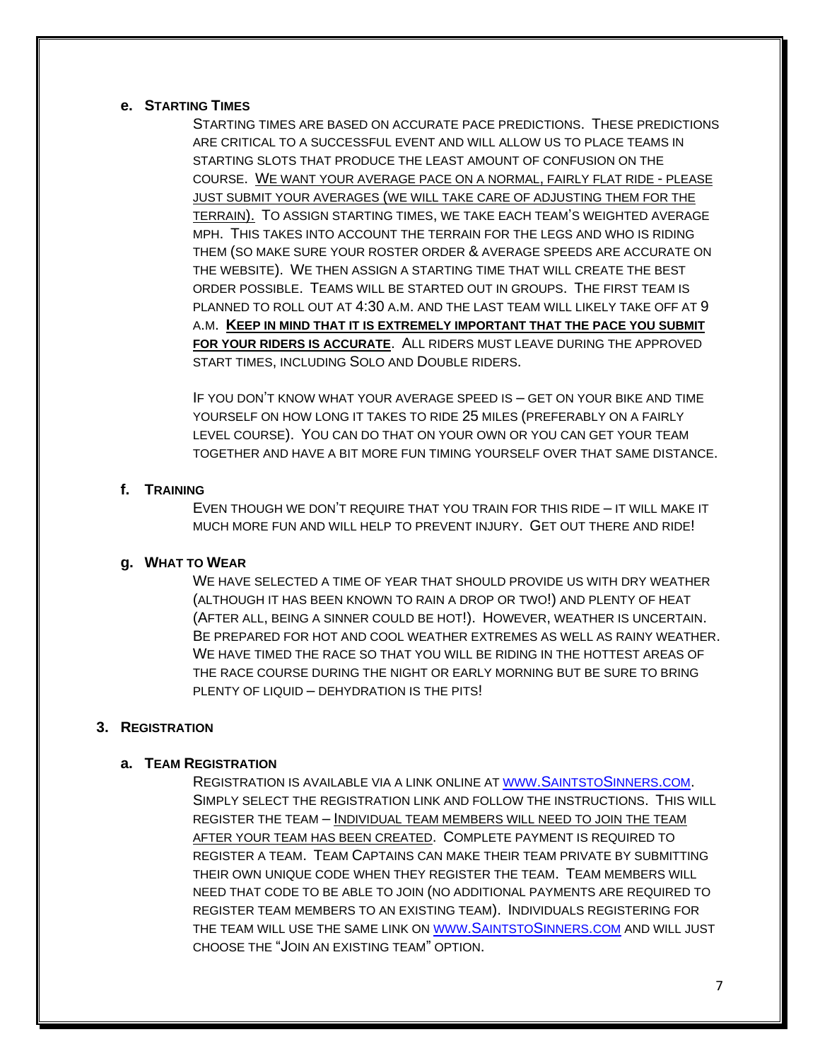**e. Starting Times**

Starting times are based on accurate pace predictions. These predictions are critical to a successful event and will allow us to place teams in starting slots that produce the least amount of confusion on the course. We want your average pace on a normal, fairly flat ride - please just submit your averages (we will take care of adjusting them for the terrain). To assign starting times, we take each team's weighted average mph. This takes into account the terrain for the legs and who is riding them (so make sure your roster order & average speeds are accurate on the website). We then assign a starting time that will create the best order possible. Teams will be started out in groups. The first team is planned to roll out at 4:30 a.m. and the last team will likely take off at 9 a.m. **Keep in mind that it is extremely important that the pace you submit for your riders is accurate**. All riders must leave during the approved start times, including Solo and Double riders.

If you don't know what your average speed is – get on your bike and time yourself on how long it takes to ride 25 miles (preferably on a fairly level course). You can do that on your own or you can get your team together and have a bit more fun timing yourself over that same distance.

**f. Training**

Even though we don't require that you train for this ride – it will make it much more fun and will help to prevent injury. Get out there and ride!

**g. What to Wear**

We have selected a time of year that should provide us with dry weather (although it has been known to rain a drop or two!) and plenty of heat (After all, being a sinner could be hot!). However, weather is uncertain. Be prepared for hot and cool weather extremes as well as rainy weather. We have timed the race so that you will be riding in the hottest areas of the race course during the night or early morning but be sure to bring plenty of liquid – dehydration is the pits!

## 3. Registration

**a. Team Registration**

Registration is available via a link online at www.SaintstoSinners.com. Simply select the registration link and follow the instructions. This will register the team – Individual team members will need to join the team after your team has been created. Complete payment is required to register a team. Team Captains can make their team private by submitting their own unique code when they register the team. Team members will need that code to be able to join (no additional payments are required to register team members to an existing team). Individuals registering for the team will use the same link on www.SaintstoSinners.com and will just choose the "Join an existing team" option.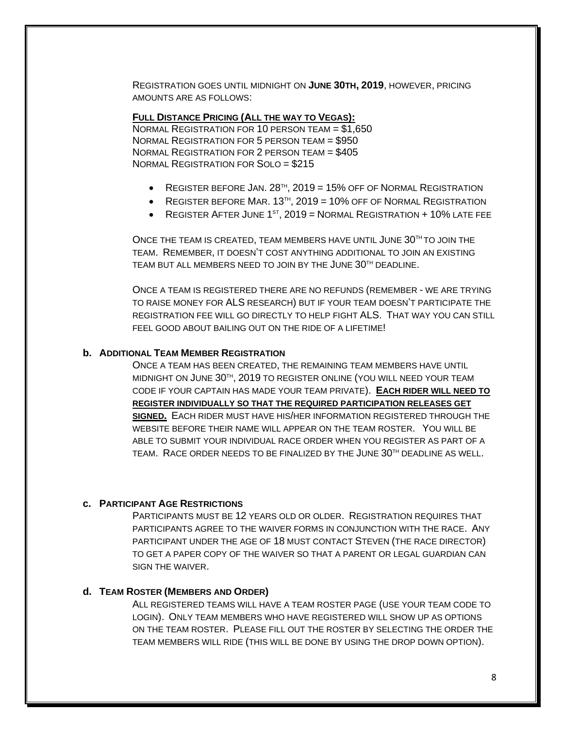Registration goes until midnight on **June 30th, 2019**, however, pricing amounts are as follows:

**Full Distance Pricing (All the way to Vegas):**

Normal Registration for 10 person team = $1,650
Normal Registration for 5 person team = $950
Normal Registration for 2 person team = $405
Normal Registration for Solo = $215

- Register before Jan. 28th, 2019 = 15% off of Normal Registration
- Register before Mar. 13th, 2019 = 10% off of Normal Registration
- Register After June 1st, 2019 = Normal Registration + 10% late fee

Once the team is created, team members have until June 30th to join the team. Remember, it doesn't cost anything additional to join an existing team but all members need to join by the June 30th deadline.

Once a team is registered there are no refunds (remember - we are trying to raise money for ALS research) but if your team doesn't participate the registration fee will go directly to help fight ALS. That way you can still feel good about bailing out on the ride of a lifetime!

### b. Additional Team Member Registration

Once a team has been created, the remaining team members have until midnight on June 30th, 2019 to register online (you will need your team code if your captain has made your team private). **Each rider will need to register individually so that the required participation releases get signed.** Each rider must have his/her information registered through the website before their name will appear on the team roster. You will be able to submit your individual race order when you register as part of a team. Race order needs to be finalized by the June 30th deadline as well.

### c. Participant Age Restrictions

Participants must be 12 years old or older. Registration requires that participants agree to the waiver forms in conjunction with the race. Any participant under the age of 18 must contact Steven (the race director) to get a paper copy of the waiver so that a parent or legal guardian can sign the waiver.

### d. Team Roster (Members and Order)

All registered teams will have a team roster page (use your team code to login). Only team members who have registered will show up as options on the team roster. Please fill out the roster by selecting the order the team members will ride (this will be done by using the drop down option).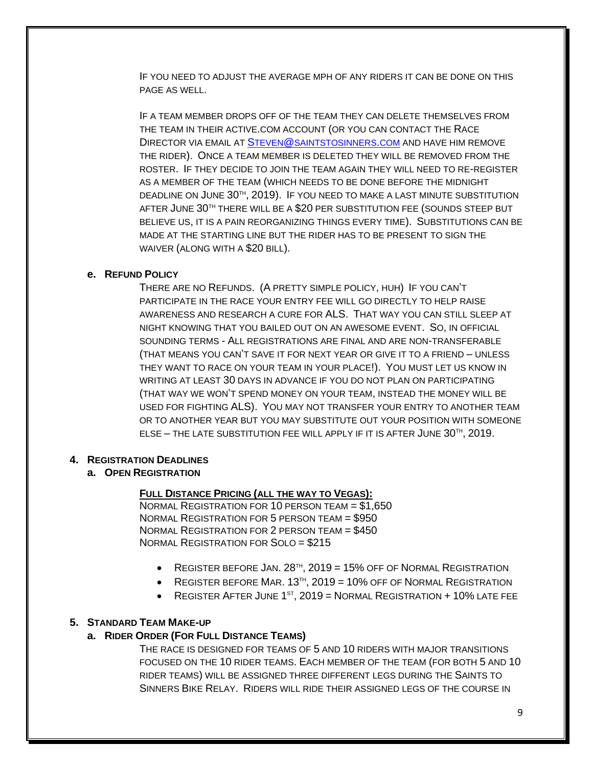If you need to adjust the average MPH of any riders it can be done on this page as well.

If a team member drops off of the team they can delete themselves from the team in their active.com account (or you can contact the Race Director via email at Steven@saintstosinners.com and have him remove the rider). Once a team member is deleted they will be removed from the roster. If they decide to join the team again they will need to re-register as a member of the team (which needs to be done before the midnight deadline on June 30th, 2019). If you need to make a last minute substitution after June 30th there will be a $20 per substitution fee (sounds steep but believe us, it is a pain reorganizing things every time). Substitutions can be made at the starting line but the rider has to be present to sign the waiver (along with a $20 bill).

### e. Refund Policy

There are no Refunds. (A pretty simple policy, huh) If you can't participate in the race your entry fee will go directly to help raise awareness and research a cure for ALS. That way you can still sleep at night knowing that you bailed out on an awesome event. So, in official sounding terms - All registrations are final and are non-transferable (that means you can't save it for next year or give it to a friend – unless they want to race on your team in your place!). You must let us know in writing at least 30 days in advance if you do not plan on participating (that way we won't spend money on your team, instead the money will be used for fighting ALS). You may not transfer your entry to another team or to another year but you may substitute out your position with someone else – the late substitution fee will apply if it is after June 30th, 2019.

## 4. Registration Deadlines

### a. Open Registration

**Full Distance Pricing (all the way to Vegas):**

Normal Registration for 10 person team = $1,650
Normal Registration for 5 person team = $950
Normal Registration for 2 person team = $450
Normal Registration for Solo = $215

- Register before Jan. 28th, 2019 = 15% off of Normal Registration
- Register before Mar. 13th, 2019 = 10% off of Normal Registration
- Register After June 1st, 2019 = Normal Registration + 10% late fee

## 5. Standard Team Make-up

### a. Rider Order (For Full Distance Teams)

The race is designed for teams of 5 and 10 riders with major transitions focused on the 10 rider teams. Each member of the team (for both 5 and 10 rider teams) will be assigned three different legs during the Saints to Sinners Bike Relay. Riders will ride their assigned legs of the course in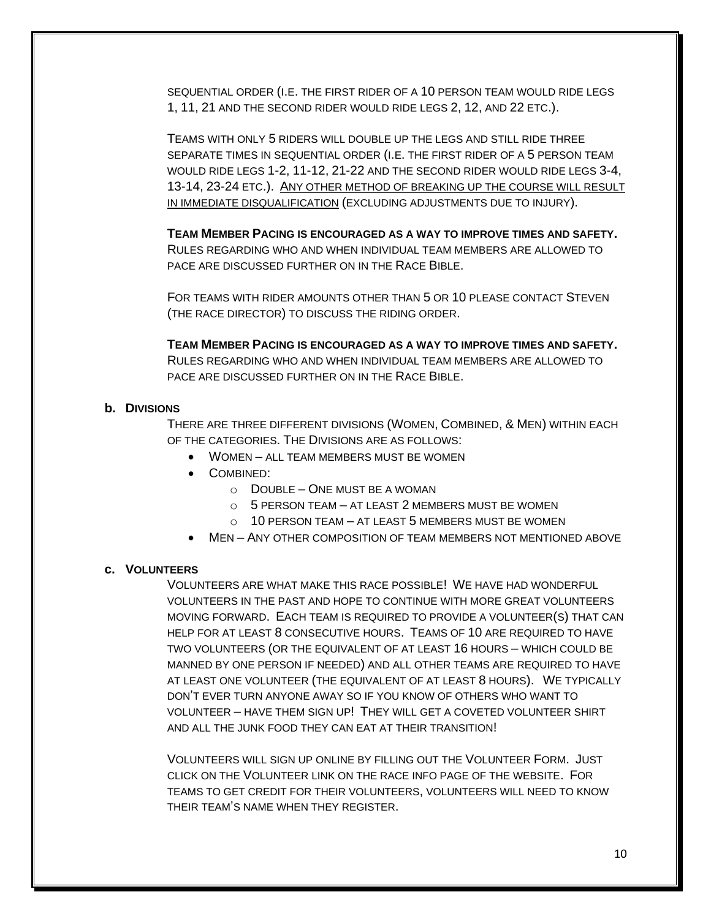SEQUENTIAL ORDER (I.E. THE FIRST RIDER OF A 10 PERSON TEAM WOULD RIDE LEGS 1, 11, 21 AND THE SECOND RIDER WOULD RIDE LEGS 2, 12, AND 22 ETC.).

TEAMS WITH ONLY 5 RIDERS WILL DOUBLE UP THE LEGS AND STILL RIDE THREE SEPARATE TIMES IN SEQUENTIAL ORDER (I.E. THE FIRST RIDER OF A 5 PERSON TEAM WOULD RIDE LEGS 1-2, 11-12, 21-22 AND THE SECOND RIDER WOULD RIDE LEGS 3-4, 13-14, 23-24 ETC.). <u>ANY OTHER METHOD OF BREAKING UP THE COURSE WILL RESULT IN IMMEDIATE DISQUALIFICATION</u> (EXCLUDING ADJUSTMENTS DUE TO INJURY).

**TEAM MEMBER PACING IS ENCOURAGED AS A WAY TO IMPROVE TIMES AND SAFETY.** RULES REGARDING WHO AND WHEN INDIVIDUAL TEAM MEMBERS ARE ALLOWED TO PACE ARE DISCUSSED FURTHER ON IN THE RACE BIBLE.

FOR TEAMS WITH RIDER AMOUNTS OTHER THAN 5 OR 10 PLEASE CONTACT STEVEN (THE RACE DIRECTOR) TO DISCUSS THE RIDING ORDER.

**TEAM MEMBER PACING IS ENCOURAGED AS A WAY TO IMPROVE TIMES AND SAFETY.** RULES REGARDING WHO AND WHEN INDIVIDUAL TEAM MEMBERS ARE ALLOWED TO PACE ARE DISCUSSED FURTHER ON IN THE RACE BIBLE.

### b. DIVISIONS

THERE ARE THREE DIFFERENT DIVISIONS (WOMEN, COMBINED, & MEN) WITHIN EACH OF THE CATEGORIES. THE DIVISIONS ARE AS FOLLOWS:

- WOMEN – ALL TEAM MEMBERS MUST BE WOMEN
- COMBINED:
  - DOUBLE – ONE MUST BE A WOMAN
  - 5 PERSON TEAM – AT LEAST 2 MEMBERS MUST BE WOMEN
  - 10 PERSON TEAM – AT LEAST 5 MEMBERS MUST BE WOMEN
- MEN – ANY OTHER COMPOSITION OF TEAM MEMBERS NOT MENTIONED ABOVE

### c. VOLUNTEERS

VOLUNTEERS ARE WHAT MAKE THIS RACE POSSIBLE! WE HAVE HAD WONDERFUL VOLUNTEERS IN THE PAST AND HOPE TO CONTINUE WITH MORE GREAT VOLUNTEERS MOVING FORWARD. EACH TEAM IS REQUIRED TO PROVIDE A VOLUNTEER(S) THAT CAN HELP FOR AT LEAST 8 CONSECUTIVE HOURS. TEAMS OF 10 ARE REQUIRED TO HAVE TWO VOLUNTEERS (OR THE EQUIVALENT OF AT LEAST 16 HOURS – WHICH COULD BE MANNED BY ONE PERSON IF NEEDED) AND ALL OTHER TEAMS ARE REQUIRED TO HAVE AT LEAST ONE VOLUNTEER (THE EQUIVALENT OF AT LEAST 8 HOURS). WE TYPICALLY DON'T EVER TURN ANYONE AWAY SO IF YOU KNOW OF OTHERS WHO WANT TO VOLUNTEER – HAVE THEM SIGN UP! THEY WILL GET A COVETED VOLUNTEER SHIRT AND ALL THE JUNK FOOD THEY CAN EAT AT THEIR TRANSITION!

VOLUNTEERS WILL SIGN UP ONLINE BY FILLING OUT THE VOLUNTEER FORM. JUST CLICK ON THE VOLUNTEER LINK ON THE RACE INFO PAGE OF THE WEBSITE. FOR TEAMS TO GET CREDIT FOR THEIR VOLUNTEERS, VOLUNTEERS WILL NEED TO KNOW THEIR TEAM'S NAME WHEN THEY REGISTER.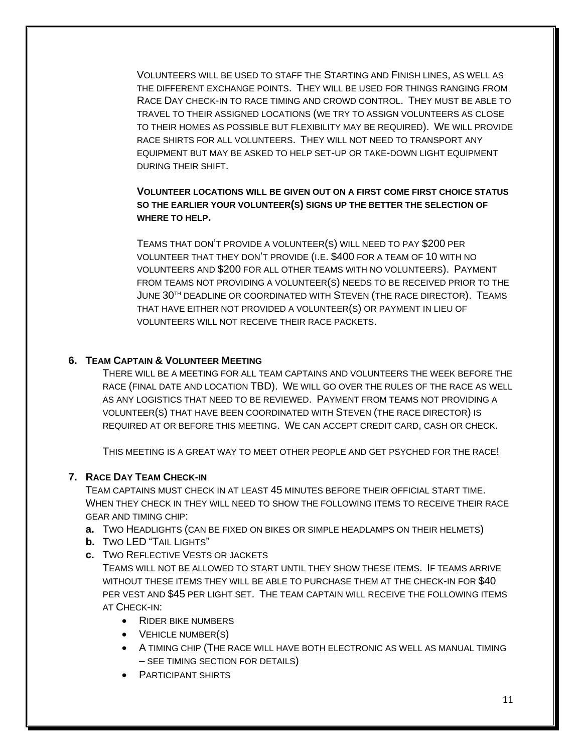Volunteers will be used to staff the Starting and Finish lines, as well as the different exchange points. They will be used for things ranging from Race Day check-in to race timing and crowd control. They must be able to travel to their assigned locations (we try to assign volunteers as close to their homes as possible but flexibility may be required). We will provide race shirts for all volunteers. They will not need to transport any equipment but may be asked to help set-up or take-down light equipment during their shift.

**Volunteer locations will be given out on a first come first choice status so the earlier your volunteer(s) signs up the better the selection of where to help.**

Teams that don't provide a volunteer(s) will need to pay $200 per volunteer that they don't provide (i.e. $400 for a team of 10 with no volunteers and $200 for all other teams with no volunteers). Payment from teams not providing a volunteer(s) needs to be received prior to the June 30th deadline or coordinated with Steven (the race director). Teams that have either not provided a volunteer(s) or payment in lieu of volunteers will not receive their race packets.

## 6. Team Captain & Volunteer Meeting

There will be a meeting for all team captains and volunteers the week before the race (final date and location TBD). We will go over the rules of the race as well as any logistics that need to be reviewed. Payment from teams not providing a volunteer(s) that have been coordinated with Steven (the race director) is required at or before this meeting. We can accept credit card, cash or check.

This meeting is a great way to meet other people and get psyched for the race!

## 7. Race Day Team Check-in

Team captains must check in at least 45 minutes before their official start time. When they check in they will need to show the following items to receive their race gear and timing chip:

**a.** Two Headlights (can be fixed on bikes or simple headlamps on their helmets)
**b.** Two LED "Tail Lights"
**c.** Two Reflective Vests or jackets

Teams will not be allowed to start until they show these items. If teams arrive without these items they will be able to purchase them at the check-in for $40 per vest and $45 per light set. The team captain will receive the following items at Check-in:

- Rider bike numbers
- Vehicle number(s)
- A timing chip (The race will have both electronic as well as manual timing – see timing section for details)
- Participant shirts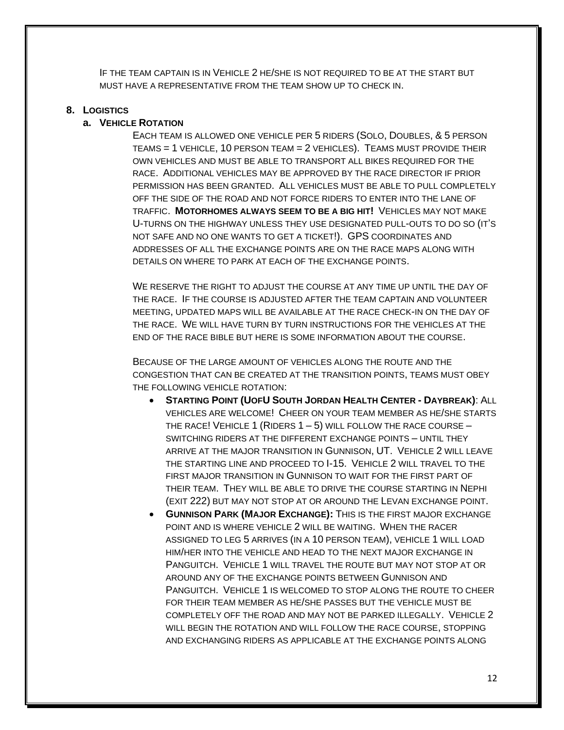If the team captain is in Vehicle 2 he/she is not required to be at the start but must have a representative from the team show up to check in.

## 8. Logistics

### a. Vehicle Rotation

Each team is allowed one vehicle per 5 riders (Solo, Doubles, & 5 person teams = 1 vehicle, 10 person team = 2 vehicles). Teams must provide their own vehicles and must be able to transport all bikes required for the race. Additional vehicles may be approved by the race director if prior permission has been granted. All vehicles must be able to pull completely off the side of the road and not force riders to enter into the lane of traffic. **Motorhomes always seem to be a big hit!** Vehicles may not make U-turns on the highway unless they use designated pull-outs to do so (it's not safe and no one wants to get a ticket!). GPS coordinates and addresses of all the exchange points are on the race maps along with details on where to park at each of the exchange points.

We reserve the right to adjust the course at any time up until the day of the race. If the course is adjusted after the team captain and volunteer meeting, updated maps will be available at the race check-in on the day of the race. We will have turn by turn instructions for the vehicles at the end of the race bible but here is some information about the course.

Because of the large amount of vehicles along the route and the congestion that can be created at the transition points, teams must obey the following vehicle rotation:

- **Starting Point (UofU South Jordan Health Center - Daybreak)**: All vehicles are welcome! Cheer on your team member as he/she starts the race! Vehicle 1 (Riders 1 – 5) will follow the race course – switching riders at the different exchange points – until they arrive at the major transition in Gunnison, UT. Vehicle 2 will leave the starting line and proceed to I-15. Vehicle 2 will travel to the first major transition in Gunnison to wait for the first part of their team. They will be able to drive the course starting in Nephi (exit 222) but may not stop at or around the Levan exchange point.
- **Gunnison Park (Major Exchange):** This is the first major exchange point and is where vehicle 2 will be waiting. When the racer assigned to leg 5 arrives (in a 10 person team), vehicle 1 will load him/her into the vehicle and head to the next major exchange in Panguitch. Vehicle 1 will travel the route but may not stop at or around any of the exchange points between Gunnison and Panguitch. Vehicle 1 is welcomed to stop along the route to cheer for their team member as he/she passes but the vehicle must be completely off the road and may not be parked illegally. Vehicle 2 will begin the rotation and will follow the race course, stopping and exchanging riders as applicable at the exchange points along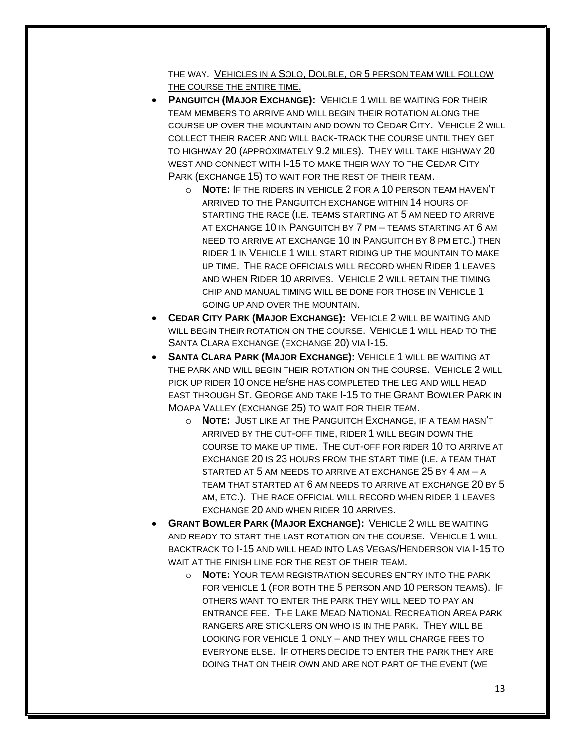THE WAY. <u>VEHICLES IN A SOLO, DOUBLE, OR 5 PERSON TEAM WILL FOLLOW THE COURSE THE ENTIRE TIME.</u>

- **PANGUITCH (MAJOR EXCHANGE):** VEHICLE 1 WILL BE WAITING FOR THEIR TEAM MEMBERS TO ARRIVE AND WILL BEGIN THEIR ROTATION ALONG THE COURSE UP OVER THE MOUNTAIN AND DOWN TO CEDAR CITY. VEHICLE 2 WILL COLLECT THEIR RACER AND WILL BACK-TRACK THE COURSE UNTIL THEY GET TO HIGHWAY 20 (APPROXIMATELY 9.2 MILES). THEY WILL TAKE HIGHWAY 20 WEST AND CONNECT WITH I-15 TO MAKE THEIR WAY TO THE CEDAR CITY PARK (EXCHANGE 15) TO WAIT FOR THE REST OF THEIR TEAM.
    - **NOTE:** IF THE RIDERS IN VEHICLE 2 FOR A 10 PERSON TEAM HAVEN'T ARRIVED TO THE PANGUITCH EXCHANGE WITHIN 14 HOURS OF STARTING THE RACE (I.E. TEAMS STARTING AT 5 AM NEED TO ARRIVE AT EXCHANGE 10 IN PANGUITCH BY 7 PM – TEAMS STARTING AT 6 AM NEED TO ARRIVE AT EXCHANGE 10 IN PANGUITCH BY 8 PM ETC.) THEN RIDER 1 IN VEHICLE 1 WILL START RIDING UP THE MOUNTAIN TO MAKE UP TIME. THE RACE OFFICIALS WILL RECORD WHEN RIDER 1 LEAVES AND WHEN RIDER 10 ARRIVES. VEHICLE 2 WILL RETAIN THE TIMING CHIP AND MANUAL TIMING WILL BE DONE FOR THOSE IN VEHICLE 1 GOING UP AND OVER THE MOUNTAIN.
- **CEDAR CITY PARK (MAJOR EXCHANGE):** VEHICLE 2 WILL BE WAITING AND WILL BEGIN THEIR ROTATION ON THE COURSE. VEHICLE 1 WILL HEAD TO THE SANTA CLARA EXCHANGE (EXCHANGE 20) VIA I-15.
- **SANTA CLARA PARK (MAJOR EXCHANGE):** VEHICLE 1 WILL BE WAITING AT THE PARK AND WILL BEGIN THEIR ROTATION ON THE COURSE. VEHICLE 2 WILL PICK UP RIDER 10 ONCE HE/SHE HAS COMPLETED THE LEG AND WILL HEAD EAST THROUGH ST. GEORGE AND TAKE I-15 TO THE GRANT BOWLER PARK IN MOAPA VALLEY (EXCHANGE 25) TO WAIT FOR THEIR TEAM.
    - **NOTE:** JUST LIKE AT THE PANGUITCH EXCHANGE, IF A TEAM HASN'T ARRIVED BY THE CUT-OFF TIME, RIDER 1 WILL BEGIN DOWN THE COURSE TO MAKE UP TIME. THE CUT-OFF FOR RIDER 10 TO ARRIVE AT EXCHANGE 20 IS 23 HOURS FROM THE START TIME (I.E. A TEAM THAT STARTED AT 5 AM NEEDS TO ARRIVE AT EXCHANGE 25 BY 4 AM – A TEAM THAT STARTED AT 6 AM NEEDS TO ARRIVE AT EXCHANGE 20 BY 5 AM, ETC.). THE RACE OFFICIAL WILL RECORD WHEN RIDER 1 LEAVES EXCHANGE 20 AND WHEN RIDER 10 ARRIVES.
- **GRANT BOWLER PARK (MAJOR EXCHANGE):** VEHICLE 2 WILL BE WAITING AND READY TO START THE LAST ROTATION ON THE COURSE. VEHICLE 1 WILL BACKTRACK TO I-15 AND WILL HEAD INTO LAS VEGAS/HENDERSON VIA I-15 TO WAIT AT THE FINISH LINE FOR THE REST OF THEIR TEAM.
    - **NOTE:** YOUR TEAM REGISTRATION SECURES ENTRY INTO THE PARK FOR VEHICLE 1 (FOR BOTH THE 5 PERSON AND 10 PERSON TEAMS). IF OTHERS WANT TO ENTER THE PARK THEY WILL NEED TO PAY AN ENTRANCE FEE. THE LAKE MEAD NATIONAL RECREATION AREA PARK RANGERS ARE STICKLERS ON WHO IS IN THE PARK. THEY WILL BE LOOKING FOR VEHICLE 1 ONLY – AND THEY WILL CHARGE FEES TO EVERYONE ELSE. IF OTHERS DECIDE TO ENTER THE PARK THEY ARE DOING THAT ON THEIR OWN AND ARE NOT PART OF THE EVENT (WE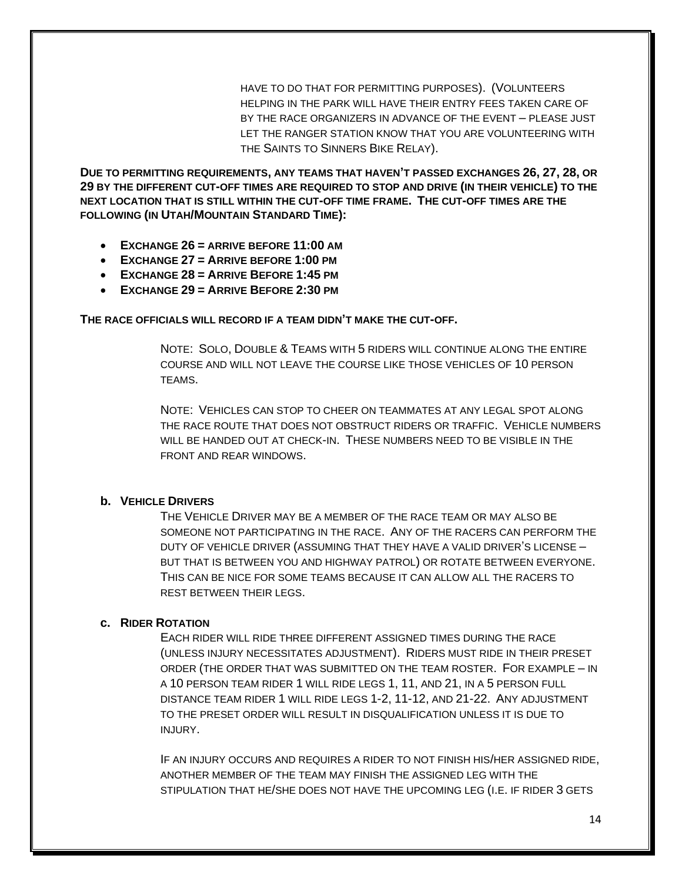have to do that for permitting purposes). (Volunteers helping in the park will have their entry fees taken care of by the race organizers in advance of the event – please just let the ranger station know that you are volunteering with the Saints to Sinners Bike Relay).

**Due to permitting requirements, any teams that haven't passed exchanges 26, 27, 28, or 29 by the different cut-off times are required to stop and drive (in their vehicle) to the next location that is still within the cut-off time frame. The cut-off times are the following (in Utah/Mountain Standard Time):**

- **Exchange 26 = arrive before 11:00 am**
- **Exchange 27 = Arrive before 1:00 pm**
- **Exchange 28 = Arrive Before 1:45 pm**
- **Exchange 29 = Arrive Before 2:30 pm**

**The race officials will record if a team didn't make the cut-off.**

Note: Solo, Double & Teams with 5 riders will continue along the entire course and will not leave the course like those vehicles of 10 person teams.

Note: Vehicles can stop to cheer on teammates at any legal spot along the race route that does not obstruct riders or traffic. Vehicle numbers will be handed out at check-in. These numbers need to be visible in the front and rear windows.

### b. Vehicle Drivers

The Vehicle Driver may be a member of the race team or may also be someone not participating in the race. Any of the racers can perform the duty of vehicle driver (assuming that they have a valid driver's license – but that is between you and highway patrol) or rotate between everyone. This can be nice for some teams because it can allow all the racers to rest between their legs.

### c. Rider Rotation

Each rider will ride three different assigned times during the race (unless injury necessitates adjustment). Riders must ride in their preset order (the order that was submitted on the team roster. For example – in a 10 person team rider 1 will ride legs 1, 11, and 21, in a 5 person full distance team rider 1 will ride legs 1-2, 11-12, and 21-22. Any adjustment to the preset order will result in disqualification unless it is due to injury.

If an injury occurs and requires a rider to not finish his/her assigned ride, another member of the team may finish the assigned leg with the stipulation that he/she does not have the upcoming leg (i.e. if rider 3 gets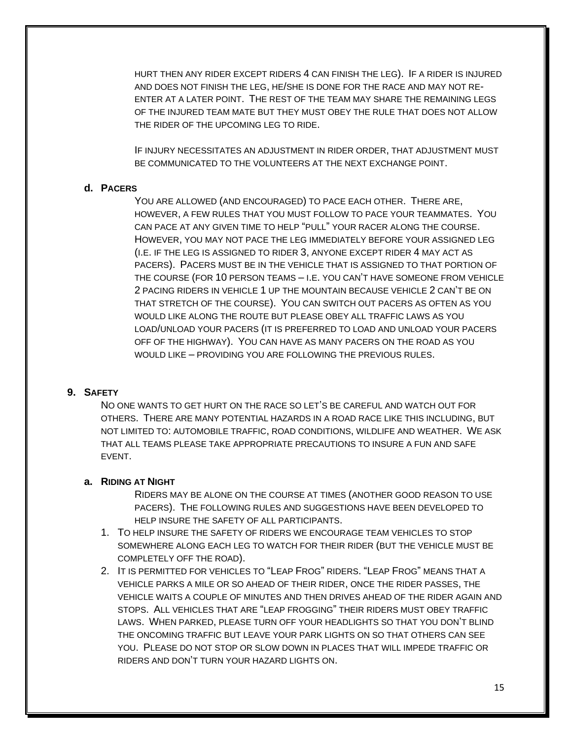hurt then any rider except riders 4 can finish the leg). If a rider is injured and does not finish the leg, he/she is done for the race and may not re-enter at a later point. The rest of the team may share the remaining legs of the injured team mate but they must obey the rule that does not allow the rider of the upcoming leg to ride.

If injury necessitates an adjustment in rider order, that adjustment must be communicated to the volunteers at the next exchange point.

### d. Pacers

You are allowed (and encouraged) to pace each other. There are, however, a few rules that you must follow to pace your teammates. You can pace at any given time to help "pull" your racer along the course. However, you may not pace the leg immediately before your assigned leg (i.e. if the leg is assigned to rider 3, anyone except rider 4 may act as pacers). Pacers must be in the vehicle that is assigned to that portion of the course (for 10 person teams – i.e. you can't have someone from vehicle 2 pacing riders in vehicle 1 up the mountain because vehicle 2 can't be on that stretch of the course). You can switch out pacers as often as you would like along the route but please obey all traffic laws as you load/unload your pacers (it is preferred to load and unload your pacers off of the highway). You can have as many pacers on the road as you would like – providing you are following the previous rules.

## 9. Safety

No one wants to get hurt on the race so let's be careful and watch out for others. There are many potential hazards in a road race like this including, but not limited to: automobile traffic, road conditions, wildlife and weather. We ask that all teams please take appropriate precautions to insure a fun and safe event.

### a. Riding at Night

Riders may be alone on the course at times (another good reason to use pacers). The following rules and suggestions have been developed to help insure the safety of all participants.

1. To help insure the safety of riders we encourage team vehicles to stop somewhere along each leg to watch for their rider (but the vehicle must be completely off the road).
2. It is permitted for vehicles to "Leap Frog" riders. "Leap Frog" means that a vehicle parks a mile or so ahead of their rider, once the rider passes, the vehicle waits a couple of minutes and then drives ahead of the rider again and stops. All vehicles that are "leap frogging" their riders must obey traffic laws. When parked, please turn off your headlights so that you don't blind the oncoming traffic but leave your park lights on so that others can see you. Please do not stop or slow down in places that will impede traffic or riders and don't turn your hazard lights on.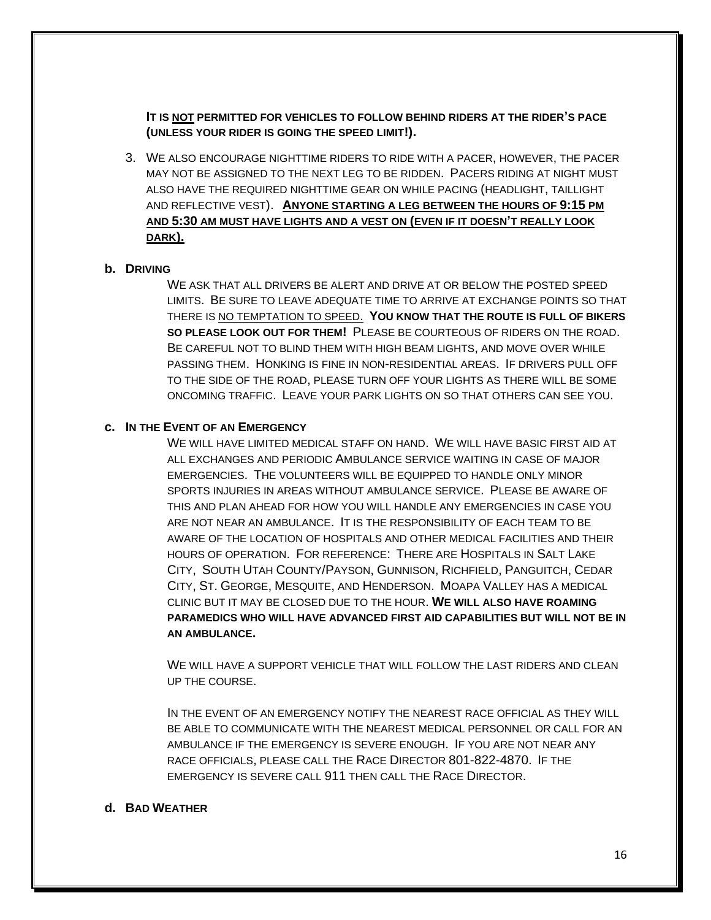**It is not permitted for vehicles to follow behind riders at the rider's pace (unless your rider is going the speed limit!).**

3. We also encourage nighttime riders to ride with a pacer, however, the pacer may not be assigned to the next leg to be ridden. Pacers riding at night must also have the required nighttime gear on while pacing (headlight, taillight and reflective vest). **Anyone starting a leg between the hours of 9:15 pm and 5:30 am must have lights and a vest on (even if it doesn't really look dark).**

**b. Driving**

We ask that all drivers be alert and drive at or below the posted speed limits. Be sure to leave adequate time to arrive at exchange points so that there is no temptation to speed. **You know that the route is full of bikers so please look out for them!** Please be courteous of riders on the road. Be careful not to blind them with high beam lights, and move over while passing them. Honking is fine in non-residential areas. If drivers pull off to the side of the road, please turn off your lights as there will be some oncoming traffic. Leave your park lights on so that others can see you.

**c. In the Event of an Emergency**

We will have limited medical staff on hand. We will have basic first aid at all exchanges and periodic Ambulance service waiting in case of major emergencies. The volunteers will be equipped to handle only minor sports injuries in areas without ambulance service. Please be aware of this and plan ahead for how you will handle any emergencies in case you are not near an ambulance. It is the responsibility of each team to be aware of the location of hospitals and other medical facilities and their hours of operation. For reference: There are Hospitals in Salt Lake City, South Utah County/Payson, Gunnison, Richfield, Panguitch, Cedar City, St. George, Mesquite, and Henderson. Moapa Valley has a medical clinic but it may be closed due to the hour. **We will also have roaming paramedics who will have advanced first aid capabilities but will not be in an ambulance.**

We will have a support vehicle that will follow the last riders and clean up the course.

In the event of an emergency notify the nearest race official as they will be able to communicate with the nearest medical personnel or call for an ambulance if the emergency is severe enough. If you are not near any race officials, please call the Race Director 801-822-4870. If the emergency is severe call 911 then call the Race Director.

**d. Bad Weather**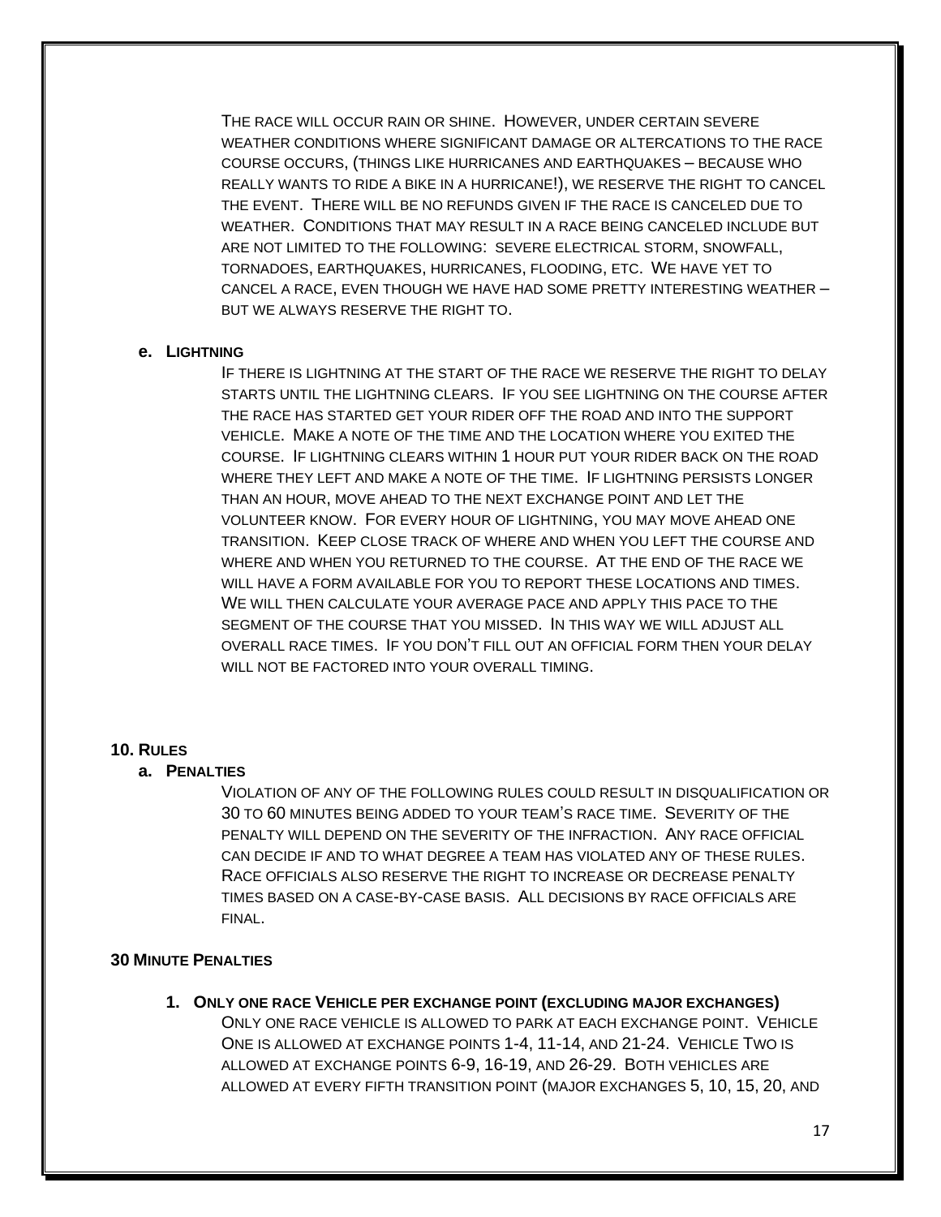The race will occur rain or shine. However, under certain severe weather conditions where significant damage or altercations to the race course occurs, (things like hurricanes and earthquakes – because who really wants to ride a bike in a hurricane!), we reserve the right to cancel the event. There will be no refunds given if the race is canceled due to weather. Conditions that may result in a race being canceled include but are not limited to the following: severe electrical storm, snowfall, tornadoes, earthquakes, hurricanes, flooding, etc. We have yet to cancel a race, even though we have had some pretty interesting weather – but we always reserve the right to.

### e. Lightning

If there is lightning at the start of the race we reserve the right to delay starts until the lightning clears. If you see lightning on the course after the race has started get your rider off the road and into the support vehicle. Make a note of the time and the location where you exited the course. If lightning clears within 1 hour put your rider back on the road where they left and make a note of the time. If lightning persists longer than an hour, move ahead to the next exchange point and let the volunteer know. For every hour of lightning, you may move ahead one transition. Keep close track of where and when you left the course and where and when you returned to the course. At the end of the race we will have a form available for you to report these locations and times. We will then calculate your average pace and apply this pace to the segment of the course that you missed. In this way we will adjust all overall race times. If you don't fill out an official form then your delay will not be factored into your overall timing.

## 10. Rules

### a. Penalties

Violation of any of the following rules could result in disqualification or 30 to 60 minutes being added to your team's race time. Severity of the penalty will depend on the severity of the infraction. Any race official can decide if and to what degree a team has violated any of these rules. Race officials also reserve the right to increase or decrease penalty times based on a case-by-case basis. All decisions by race officials are final.

### 30 Minute Penalties

**1. Only one race Vehicle per exchange point (excluding major exchanges)**

Only one race vehicle is allowed to park at each exchange point. Vehicle One is allowed at exchange points 1-4, 11-14, and 21-24. Vehicle Two is allowed at exchange points 6-9, 16-19, and 26-29. Both vehicles are allowed at every fifth transition point (major exchanges 5, 10, 15, 20, and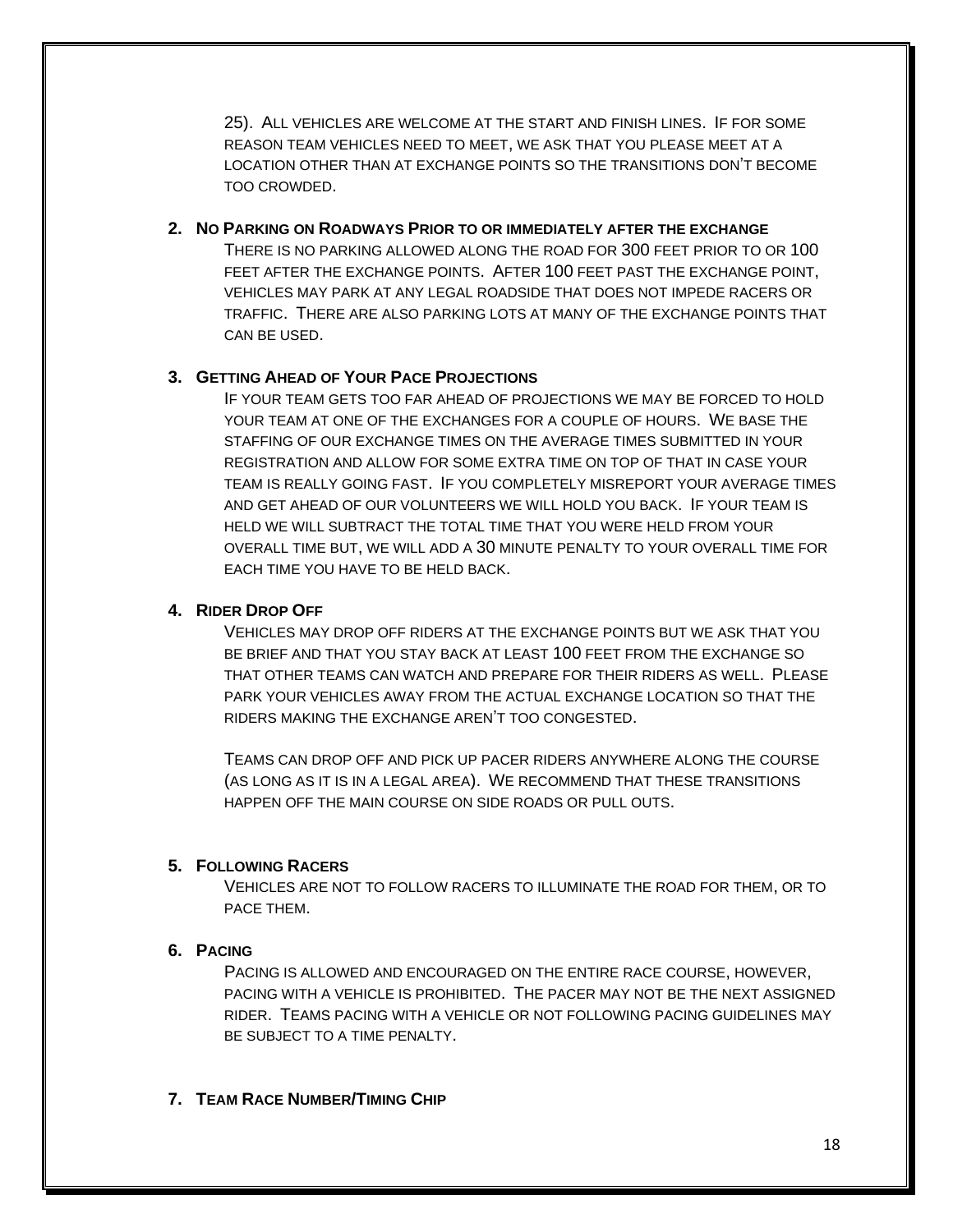25). All vehicles are welcome at the start and finish lines. If for some reason team vehicles need to meet, we ask that you please meet at a location other than at exchange points so the transitions don't become too crowded.

2. **No Parking on Roadways Prior to or immediately after the exchange**

   There is no parking allowed along the road for 300 feet prior to or 100 feet after the exchange points. After 100 feet past the exchange point, vehicles may park at any legal roadside that does not impede racers or traffic. There are also parking lots at many of the exchange points that can be used.

3. **Getting Ahead of Your Pace Projections**

   If your team gets too far ahead of projections we may be forced to hold your team at one of the exchanges for a couple of hours. We base the staffing of our exchange times on the average times submitted in your registration and allow for some extra time on top of that in case your team is really going fast. If you completely misreport your average times and get ahead of our volunteers we will hold you back. If your team is held we will subtract the total time that you were held from your overall time but, we will add a 30 minute penalty to your overall time for each time you have to be held back.

4. **Rider Drop Off**

   Vehicles may drop off riders at the exchange points but we ask that you be brief and that you stay back at least 100 feet from the exchange so that other teams can watch and prepare for their riders as well. Please park your vehicles away from the actual exchange location so that the riders making the exchange aren't too congested.

   Teams can drop off and pick up pacer riders anywhere along the course (as long as it is in a legal area). We recommend that these transitions happen off the main course on side roads or pull outs.

5. **Following Racers**

   Vehicles are not to follow racers to illuminate the road for them, or to pace them.

6. **Pacing**

   Pacing is allowed and encouraged on the entire race course, however, pacing with a vehicle is prohibited. The pacer may not be the next assigned rider. Teams pacing with a vehicle or not following pacing guidelines may be subject to a time penalty.

7. **Team Race Number/Timing Chip**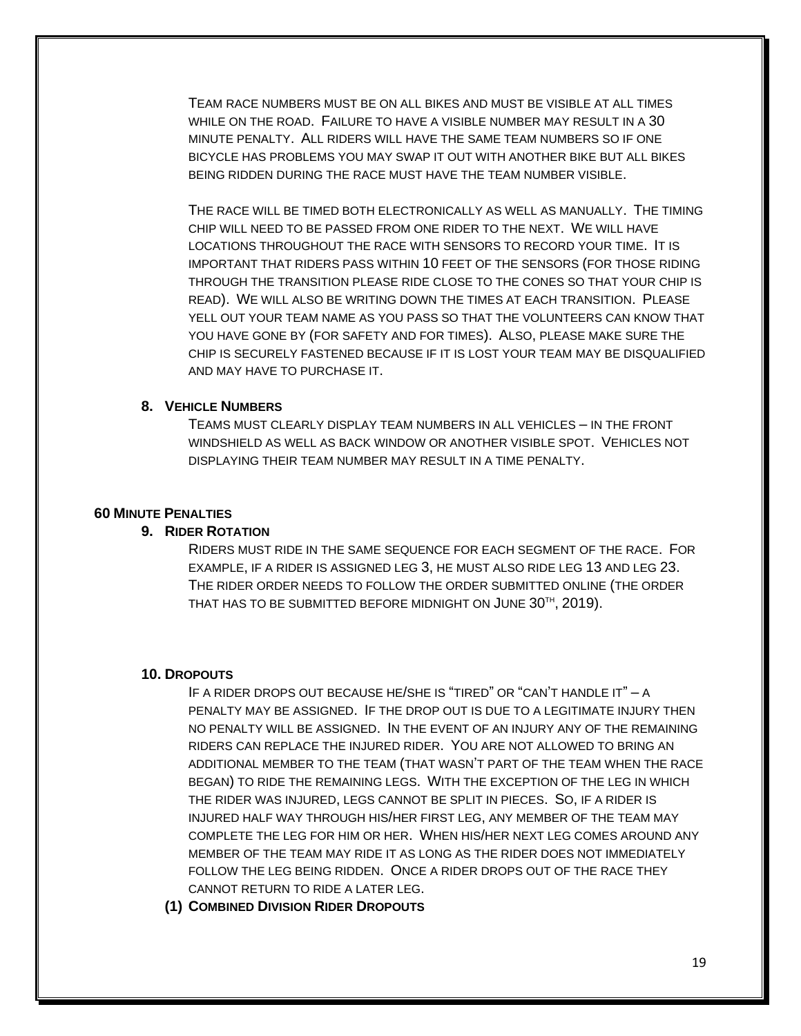Team race numbers must be on all bikes and must be visible at all times while on the road. Failure to have a visible number may result in a 30 minute penalty. All riders will have the same team numbers so if one bicycle has problems you may swap it out with another bike but all bikes being ridden during the race must have the team number visible.

The race will be timed both electronically as well as manually. The timing chip will need to be passed from one rider to the next. We will have locations throughout the race with sensors to record your time. It is important that riders pass within 10 feet of the sensors (for those riding through the transition please ride close to the cones so that your chip is read). We will also be writing down the times at each transition. Please yell out your team name as you pass so that the volunteers can know that you have gone by (for safety and for times). Also, please make sure the chip is securely fastened because if it is lost your team may be disqualified and may have to purchase it.

**8. Vehicle Numbers**

Teams must clearly display team numbers in all vehicles – in the front windshield as well as back window or another visible spot. Vehicles not displaying their team number may result in a time penalty.

## 60 Minute Penalties

**9. Rider Rotation**

Riders must ride in the same sequence for each segment of the race. For example, if a rider is assigned leg 3, he must also ride leg 13 and leg 23. The rider order needs to follow the order submitted online (the order that has to be submitted before midnight on June 30th, 2019).

**10. Dropouts**

If a rider drops out because he/she is "tired" or "can't handle it" – a penalty may be assigned. If the drop out is due to a legitimate injury then no penalty will be assigned. In the event of an injury any of the remaining riders can replace the injured rider. You are not allowed to bring an additional member to the team (that wasn't part of the team when the race began) to ride the remaining legs. With the exception of the leg in which the rider was injured, legs cannot be split in pieces. So, if a rider is injured half way through his/her first leg, any member of the team may complete the leg for him or her. When his/her next leg comes around any member of the team may ride it as long as the rider does not immediately follow the leg being ridden. Once a rider drops out of the race they cannot return to ride a later leg.

**(1) Combined Division Rider Dropouts**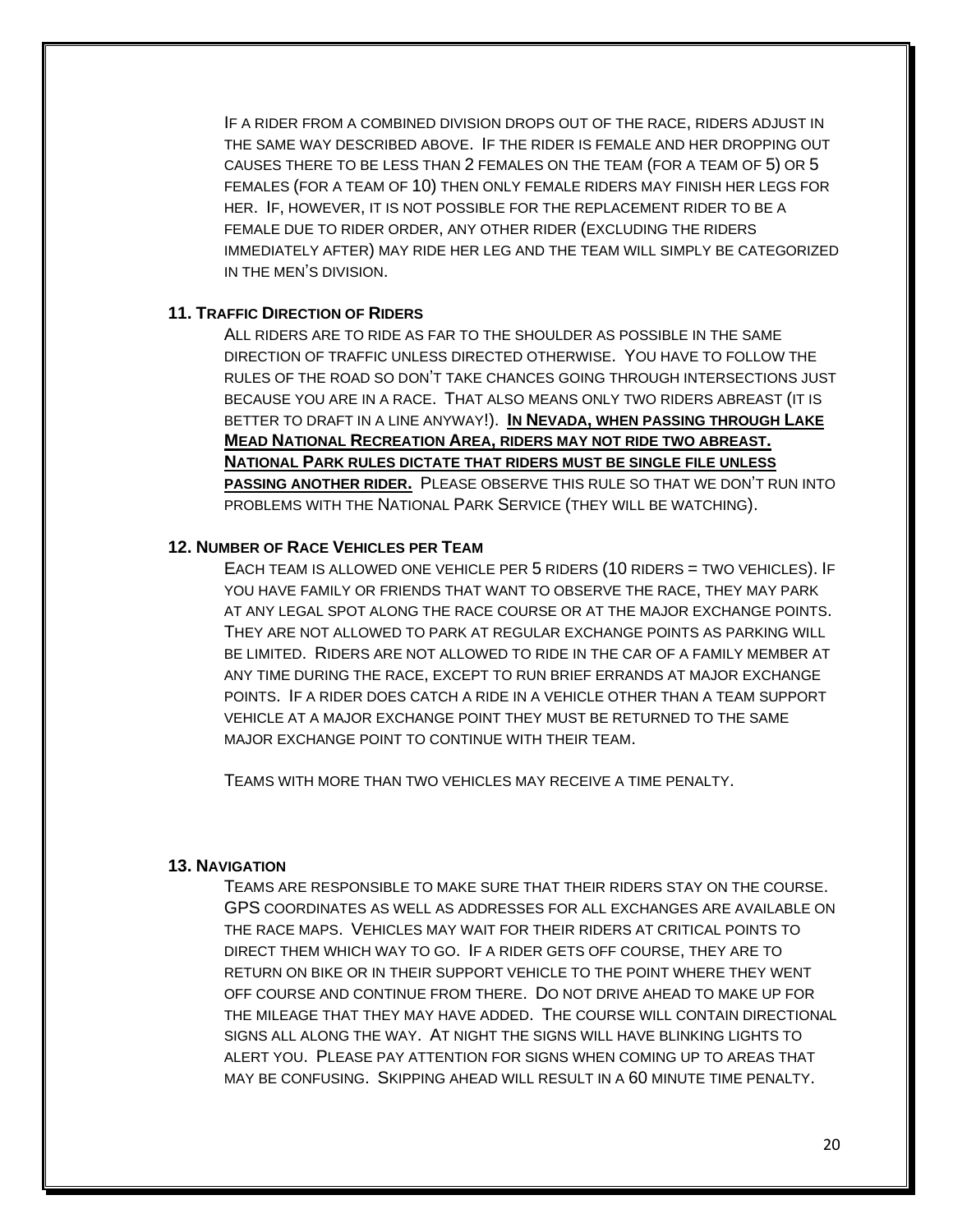If a rider from a combined division drops out of the race, riders adjust in the same way described above. If the rider is female and her dropping out causes there to be less than 2 females on the team (for a team of 5) or 5 females (for a team of 10) then only female riders may finish her legs for her. If, however, it is not possible for the replacement rider to be a female due to rider order, any other rider (excluding the riders immediately after) may ride her leg and the team will simply be categorized in the men's division.

### 11. Traffic Direction of Riders

All riders are to ride as far to the shoulder as possible in the same direction of traffic unless directed otherwise. You have to follow the rules of the road so don't take chances going through intersections just because you are in a race. That also means only two riders abreast (it is better to draft in a line anyway!). **In Nevada, when passing through Lake Mead National Recreation Area, riders may not ride two abreast. National Park rules dictate that riders must be single file unless passing another rider.** Please observe this rule so that we don't run into problems with the National Park Service (they will be watching).

### 12. Number of Race Vehicles per Team

Each team is allowed one vehicle per 5 riders (10 riders = two vehicles). If you have family or friends that want to observe the race, they may park at any legal spot along the race course or at the major exchange points. They are not allowed to park at regular exchange points as parking will be limited. Riders are not allowed to ride in the car of a family member at any time during the race, except to run brief errands at major exchange points. If a rider does catch a ride in a vehicle other than a team support vehicle at a major exchange point they must be returned to the same major exchange point to continue with their team.

Teams with more than two vehicles may receive a time penalty.

### 13. Navigation

Teams are responsible to make sure that their riders stay on the course. GPS coordinates as well as addresses for all exchanges are available on the race maps. Vehicles may wait for their riders at critical points to direct them which way to go. If a rider gets off course, they are to return on bike or in their support vehicle to the point where they went off course and continue from there. Do not drive ahead to make up for the mileage that they may have added. The course will contain directional signs all along the way. At night the signs will have blinking lights to alert you. Please pay attention for signs when coming up to areas that may be confusing. Skipping ahead will result in a 60 minute time penalty.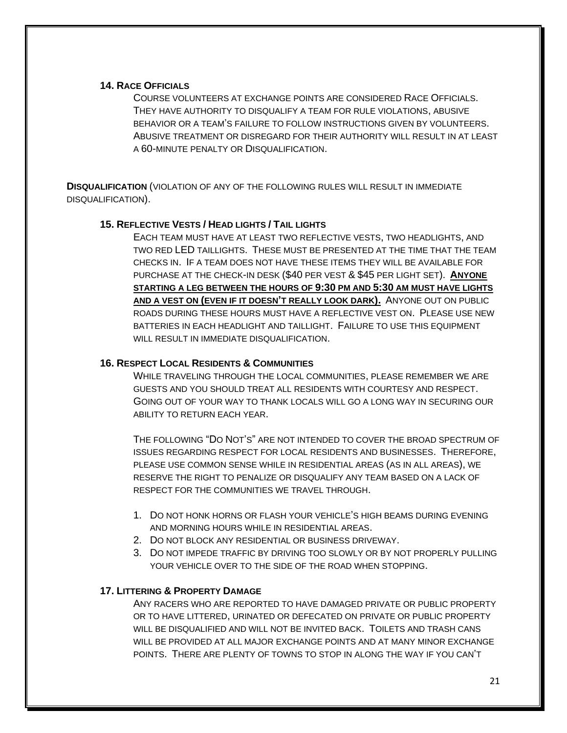### 14. Race Officials

Course volunteers at exchange points are considered Race Officials. They have authority to disqualify a team for rule violations, abusive behavior or a team's failure to follow instructions given by volunteers. Abusive treatment or disregard for their authority will result in at least a 60-minute penalty or Disqualification.

**Disqualification** (violation of any of the following rules will result in immediate disqualification).

### 15. Reflective Vests / Head lights / Tail lights

Each team must have at least two reflective vests, two headlights, and two red LED taillights. These must be presented at the time that the team checks in. If a team does not have these items they will be available for purchase at the check-in desk ($40 per vest & $45 per light set). **Anyone starting a leg between the hours of 9:30 pm and 5:30 am must have lights and a vest on (even if it doesn't really look dark).** Anyone out on public roads during these hours must have a reflective vest on. Please use new batteries in each headlight and taillight. Failure to use this equipment will result in immediate disqualification.

### 16. Respect Local Residents & Communities

While traveling through the local communities, please remember we are guests and you should treat all residents with courtesy and respect. Going out of your way to thank locals will go a long way in securing our ability to return each year.

The following "Do Not's" are not intended to cover the broad spectrum of issues regarding respect for local residents and businesses. Therefore, please use common sense while in residential areas (as in all areas), we reserve the right to penalize or disqualify any team based on a lack of respect for the communities we travel through.

1. Do not honk horns or flash your vehicle's high beams during evening and morning hours while in residential areas.
2. Do not block any residential or business driveway.
3. Do not impede traffic by driving too slowly or by not properly pulling your vehicle over to the side of the road when stopping.

### 17. Littering & Property Damage

Any racers who are reported to have damaged private or public property or to have littered, urinated or defecated on private or public property will be disqualified and will not be invited back. Toilets and trash cans will be provided at all major exchange points and at many minor exchange points. There are plenty of towns to stop in along the way if you can't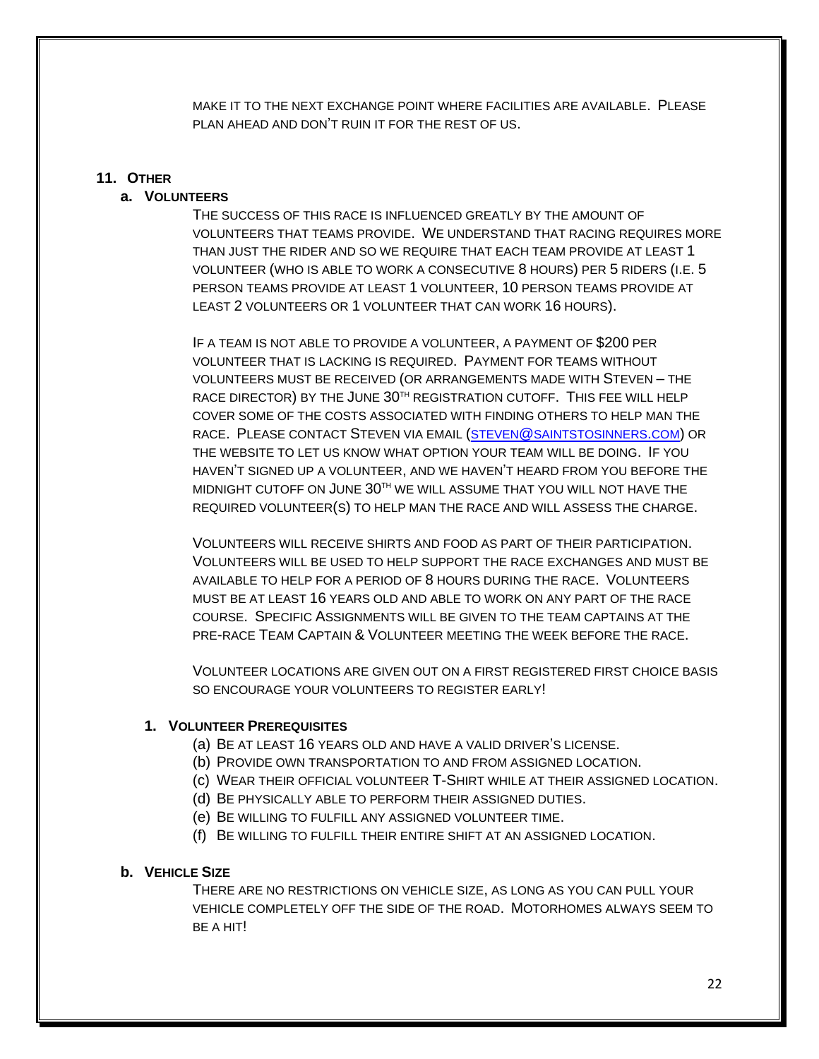MAKE IT TO THE NEXT EXCHANGE POINT WHERE FACILITIES ARE AVAILABLE. PLEASE PLAN AHEAD AND DON'T RUIN IT FOR THE REST OF US.

## 11. OTHER

### a. VOLUNTEERS

THE SUCCESS OF THIS RACE IS INFLUENCED GREATLY BY THE AMOUNT OF VOLUNTEERS THAT TEAMS PROVIDE. WE UNDERSTAND THAT RACING REQUIRES MORE THAN JUST THE RIDER AND SO WE REQUIRE THAT EACH TEAM PROVIDE AT LEAST 1 VOLUNTEER (WHO IS ABLE TO WORK A CONSECUTIVE 8 HOURS) PER 5 RIDERS (I.E. 5 PERSON TEAMS PROVIDE AT LEAST 1 VOLUNTEER, 10 PERSON TEAMS PROVIDE AT LEAST 2 VOLUNTEERS OR 1 VOLUNTEER THAT CAN WORK 16 HOURS).

IF A TEAM IS NOT ABLE TO PROVIDE A VOLUNTEER, A PAYMENT OF $200 PER VOLUNTEER THAT IS LACKING IS REQUIRED. PAYMENT FOR TEAMS WITHOUT VOLUNTEERS MUST BE RECEIVED (OR ARRANGEMENTS MADE WITH STEVEN – THE RACE DIRECTOR) BY THE JUNE 30TH REGISTRATION CUTOFF. THIS FEE WILL HELP COVER SOME OF THE COSTS ASSOCIATED WITH FINDING OTHERS TO HELP MAN THE RACE. PLEASE CONTACT STEVEN VIA EMAIL (STEVEN@SAINTSTOSINNERS.COM) OR THE WEBSITE TO LET US KNOW WHAT OPTION YOUR TEAM WILL BE DOING. IF YOU HAVEN'T SIGNED UP A VOLUNTEER, AND WE HAVEN'T HEARD FROM YOU BEFORE THE MIDNIGHT CUTOFF ON JUNE 30TH WE WILL ASSUME THAT YOU WILL NOT HAVE THE REQUIRED VOLUNTEER(S) TO HELP MAN THE RACE AND WILL ASSESS THE CHARGE.

VOLUNTEERS WILL RECEIVE SHIRTS AND FOOD AS PART OF THEIR PARTICIPATION. VOLUNTEERS WILL BE USED TO HELP SUPPORT THE RACE EXCHANGES AND MUST BE AVAILABLE TO HELP FOR A PERIOD OF 8 HOURS DURING THE RACE. VOLUNTEERS MUST BE AT LEAST 16 YEARS OLD AND ABLE TO WORK ON ANY PART OF THE RACE COURSE. SPECIFIC ASSIGNMENTS WILL BE GIVEN TO THE TEAM CAPTAINS AT THE PRE-RACE TEAM CAPTAIN & VOLUNTEER MEETING THE WEEK BEFORE THE RACE.

VOLUNTEER LOCATIONS ARE GIVEN OUT ON A FIRST REGISTERED FIRST CHOICE BASIS SO ENCOURAGE YOUR VOLUNTEERS TO REGISTER EARLY!

#### 1. VOLUNTEER PREREQUISITES

(a) BE AT LEAST 16 YEARS OLD AND HAVE A VALID DRIVER'S LICENSE.
(b) PROVIDE OWN TRANSPORTATION TO AND FROM ASSIGNED LOCATION.
(c) WEAR THEIR OFFICIAL VOLUNTEER T-SHIRT WHILE AT THEIR ASSIGNED LOCATION.
(d) BE PHYSICALLY ABLE TO PERFORM THEIR ASSIGNED DUTIES.
(e) BE WILLING TO FULFILL ANY ASSIGNED VOLUNTEER TIME.
(f) BE WILLING TO FULFILL THEIR ENTIRE SHIFT AT AN ASSIGNED LOCATION.

### b. VEHICLE SIZE

THERE ARE NO RESTRICTIONS ON VEHICLE SIZE, AS LONG AS YOU CAN PULL YOUR VEHICLE COMPLETELY OFF THE SIDE OF THE ROAD. MOTORHOMES ALWAYS SEEM TO BE A HIT!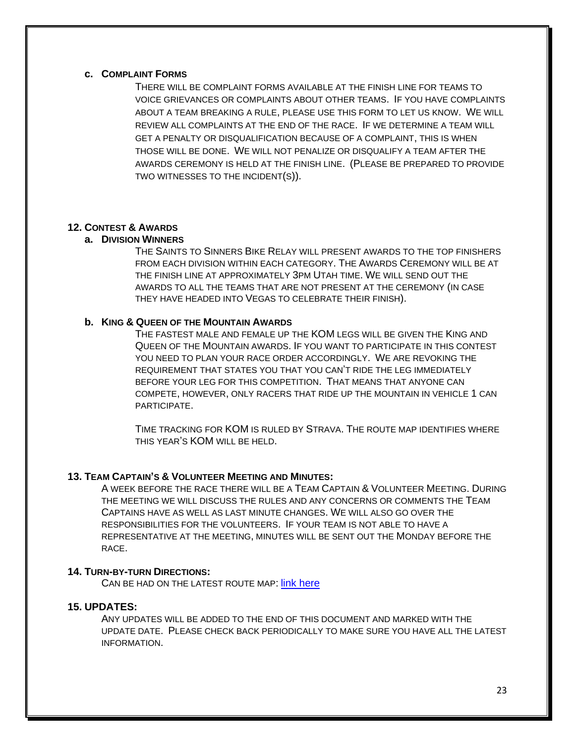#### c. Complaint Forms

There will be complaint forms available at the finish line for teams to voice grievances or complaints about other teams. If you have complaints about a team breaking a rule, please use this form to let us know. We will review all complaints at the end of the race. If we determine a team will get a penalty or disqualification because of a complaint, this is when those will be done. We will not penalize or disqualify a team after the awards ceremony is held at the finish line. (Please be prepared to provide two witnesses to the incident(s)).

### 12. Contest & Awards

#### a. Division Winners

The Saints to Sinners Bike Relay will present awards to the top finishers from each division within each category. The Awards Ceremony will be at the finish line at approximately 3pm Utah time. We will send out the awards to all the teams that are not present at the ceremony (in case they have headed into Vegas to celebrate their finish).

#### b. King & Queen of the Mountain Awards

The fastest male and female up the KOM legs will be given the King and Queen of the Mountain awards. If you want to participate in this contest you need to plan your race order accordingly. We are revoking the requirement that states you that you can't ride the leg immediately before your leg for this competition. That means that anyone can compete, however, only racers that ride up the mountain in vehicle 1 can participate.

Time tracking for KOM is ruled by Strava. The route map identifies where this year's KOM will be held.

### 13. Team Captain's & Volunteer Meeting and Minutes:

A week before the race there will be a Team Captain & Volunteer Meeting. During the meeting we will discuss the rules and any concerns or comments the Team Captains have as well as last minute changes. We will also go over the responsibilities for the volunteers. If your team is not able to have a representative at the meeting, minutes will be sent out the Monday before the race.

### 14. Turn-by-turn Directions:

Can be had on the latest route map: link here

### 15. Updates:

Any updates will be added to the end of this document and marked with the update date. Please check back periodically to make sure you have all the latest information.